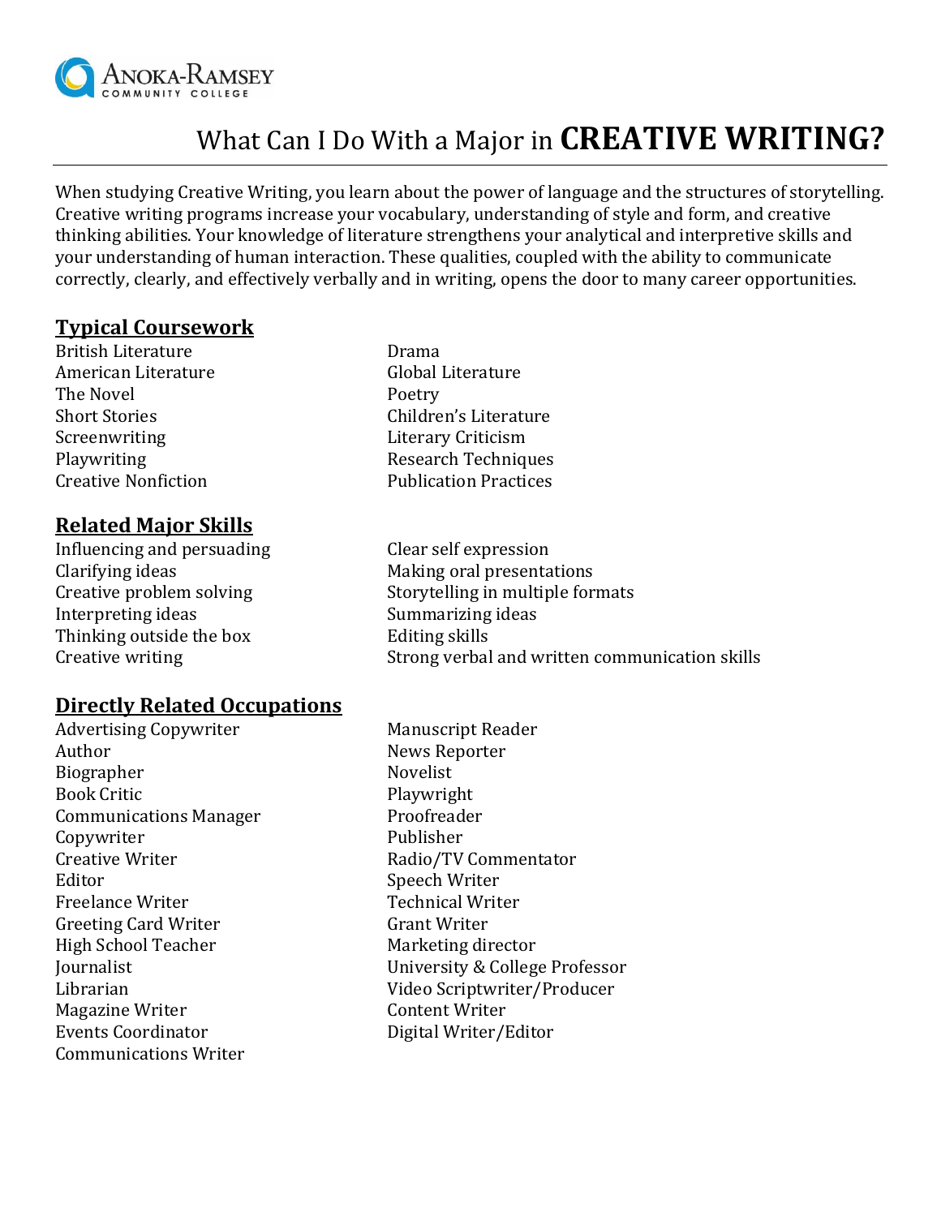Anoka-Ramsey Community College

# What Can I Do With a Major in **CREATIVE WRITING?**

When studying Creative Writing, you learn about the power of language and the structures of storytelling. Creative writing programs increase your vocabulary, understanding of style and form, and creative thinking abilities. Your knowledge of literature strengthens your analytical and interpretive skills and your understanding of human interaction. These qualities, coupled with the ability to communicate correctly, clearly, and effectively verbally and in writing, opens the door to many career opportunities.

## Typical Coursework

British Literature
American Literature
The Novel
Short Stories
Screenwriting
Playwriting
Creative Nonfiction
Drama
Global Literature
Poetry
Children's Literature
Literary Criticism
Research Techniques
Publication Practices

## Related Major Skills

Influencing and persuading
Clarifying ideas
Creative problem solving
Interpreting ideas
Thinking outside the box
Creative writing
Clear self expression
Making oral presentations
Storytelling in multiple formats
Summarizing ideas
Editing skills
Strong verbal and written communication skills

## Directly Related Occupations

Advertising Copywriter
Author
Biographer
Book Critic
Communications Manager
Copywriter
Creative Writer
Editor
Freelance Writer
Greeting Card Writer
High School Teacher
Journalist
Librarian
Magazine Writer
Events Coordinator
Communications Writer
Manuscript Reader
News Reporter
Novelist
Playwright
Proofreader
Publisher
Radio/TV Commentator
Speech Writer
Technical Writer
Grant Writer
Marketing director
University & College Professor
Video Scriptwriter/Producer
Content Writer
Digital Writer/Editor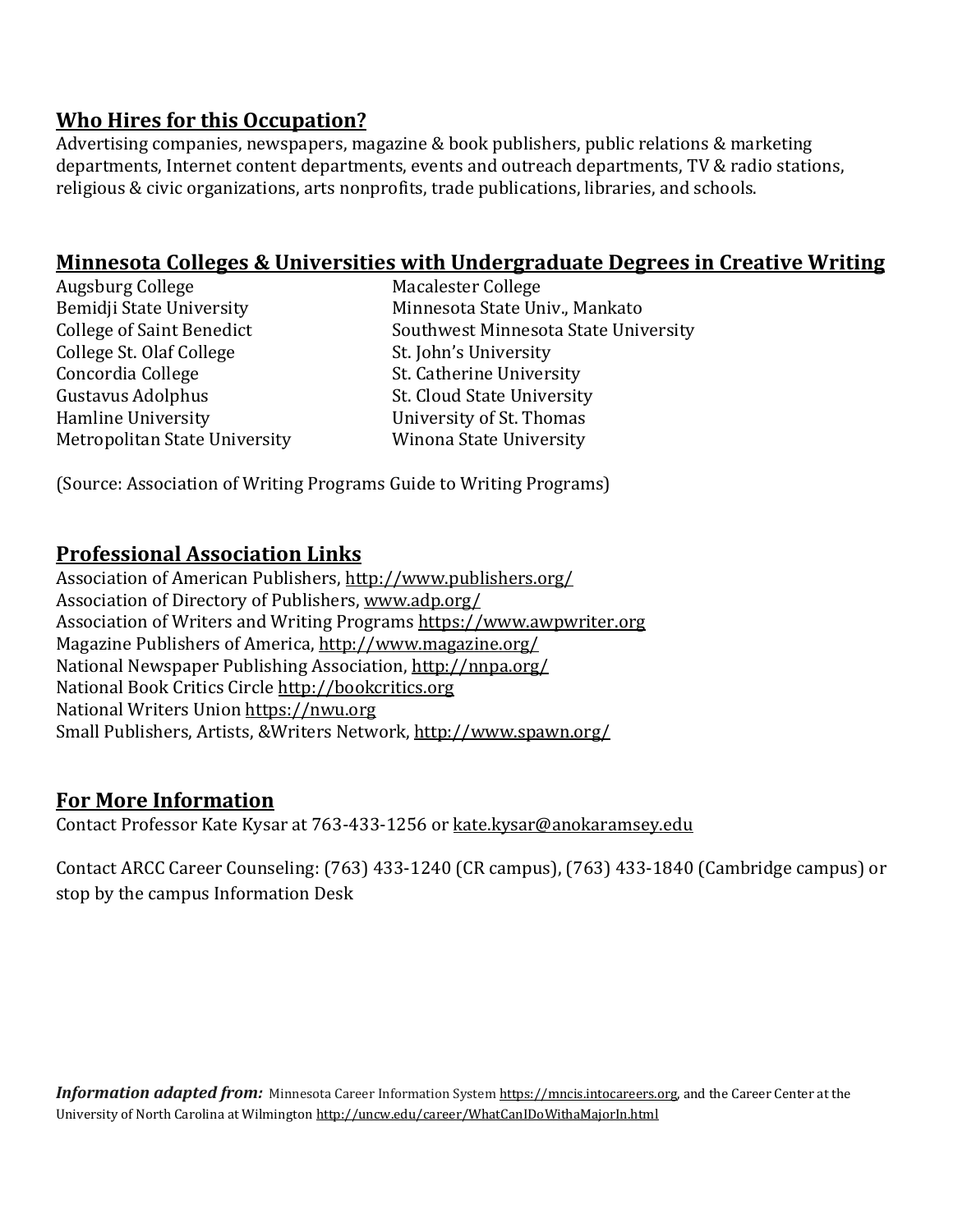## Who Hires for this Occupation?

Advertising companies, newspapers, magazine & book publishers, public relations & marketing departments, Internet content departments, events and outreach departments, TV & radio stations, religious & civic organizations, arts nonprofits, trade publications, libraries, and schools.

## Minnesota Colleges & Universities with Undergraduate Degrees in Creative Writing

Augsburg College
Bemidji State University
College of Saint Benedict
College St. Olaf College
Concordia College
Gustavus Adolphus
Hamline University
Metropolitan State University
Macalester College
Minnesota State Univ., Mankato
Southwest Minnesota State University
St. John's University
St. Catherine University
St. Cloud State University
University of St. Thomas
Winona State University

(Source: Association of Writing Programs Guide to Writing Programs)

## Professional Association Links

Association of American Publishers, http://www.publishers.org/
Association of Directory of Publishers, www.adp.org/
Association of Writers and Writing Programs https://www.awpwriter.org
Magazine Publishers of America, http://www.magazine.org/
National Newspaper Publishing Association, http://nnpa.org/
National Book Critics Circle http://bookcritics.org
National Writers Union https://nwu.org
Small Publishers, Artists, &Writers Network, http://www.spawn.org/

## For More Information

Contact Professor Kate Kysar at 763-433-1256 or kate.kysar@anokaramsey.edu

Contact ARCC Career Counseling: (763) 433-1240 (CR campus), (763) 433-1840 (Cambridge campus) or stop by the campus Information Desk

***Information adapted from:*** Minnesota Career Information System https://mncis.intocareers.org, and the Career Center at the University of North Carolina at Wilmington http://uncw.edu/career/WhatCanIDoWithaMajorIn.html